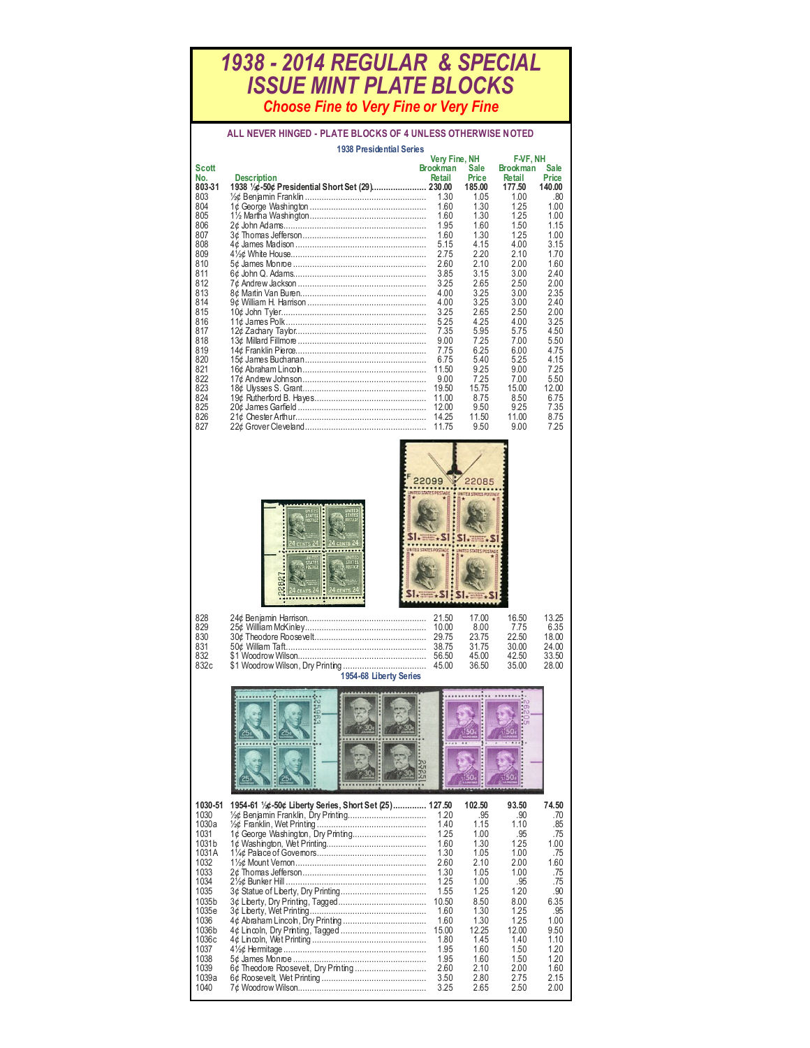# 1938 - 2014 REGULAR & SPECIAL ISSUE MINT PLATE BLOCKS

## Choose Fine to Very Fine or Very Fine

**ALL NEVER HINGED - PLATE BLOCKS OF 4 UNLESS OTHERWISE NOTED**

### 1938 Presidential Series

| Scott No. | Description | Very Fine, NH Brookman Retail | Very Fine, NH Sale Price | F-VF, NH Brookman Retail | F-VF, NH Sale Price |
|---|---|---|---|---|---|
| **803-31** | **1938 ½¢-50¢ Presidential Short Set (29)** | **230.00** | **185.00** | **177.50** | **140.00** |
| 803 | ½¢ Benjamin Franklin | 1.30 | 1.05 | 1.00 | .80 |
| 804 | 1¢ George Washington | 1.60 | 1.30 | 1.25 | 1.00 |
| 805 | 1½ Martha Washington | 1.60 | 1.30 | 1.25 | 1.00 |
| 806 | 2¢ John Adams | 1.95 | 1.60 | 1.50 | 1.15 |
| 807 | 3¢ Thomas Jefferson | 1.60 | 1.30 | 1.25 | 1.00 |
| 808 | 4¢ James Madison | 5.15 | 4.15 | 4.00 | 3.15 |
| 809 | 4½¢ White House | 2.75 | 2.20 | 2.10 | 1.70 |
| 810 | 5¢ James Monroe | 2.60 | 2.10 | 2.00 | 1.60 |
| 811 | 6¢ John Q. Adams | 3.85 | 3.15 | 3.00 | 2.40 |
| 812 | 7¢ Andrew Jackson | 3.25 | 2.65 | 2.50 | 2.00 |
| 813 | 8¢ Martin Van Buren | 4.00 | 3.25 | 3.00 | 2.35 |
| 814 | 9¢ William H. Harrison | 4.00 | 3.25 | 3.00 | 2.40 |
| 815 | 10¢ John Tyler | 3.25 | 2.65 | 2.50 | 2.00 |
| 816 | 11¢ James Polk | 5.25 | 4.25 | 4.00 | 3.25 |
| 817 | 12¢ Zachary Taylor | 7.35 | 5.95 | 5.75 | 4.50 |
| 818 | 13¢ Millard Fillmore | 9.00 | 7.25 | 7.00 | 5.50 |
| 819 | 14¢ Franklin Pierce | 7.75 | 6.25 | 6.00 | 4.75 |
| 820 | 15¢ James Buchanan | 6.75 | 5.40 | 5.25 | 4.15 |
| 821 | 16¢ Abraham Lincoln | 11.50 | 9.25 | 9.00 | 7.25 |
| 822 | 17¢ Andrew Johnson | 9.00 | 7.25 | 7.00 | 5.50 |
| 823 | 18¢ Ulysses S. Grant | 19.50 | 15.75 | 15.00 | 12.00 |
| 824 | 19¢ Rutherford B. Hayes | 11.00 | 8.75 | 8.50 | 6.75 |
| 825 | 20¢ James Garfield | 12.00 | 9.50 | 9.25 | 7.35 |
| 826 | 21¢ Chester Arthur | 14.25 | 11.50 | 11.00 | 8.75 |
| 827 | 22¢ Grover Cleveland | 11.75 | 9.50 | 9.00 | 7.25 |
| 828 | 24¢ Benjamin Harrison | 21.50 | 17.00 | 16.50 | 13.25 |
| 829 | 25¢ William McKinley | 10.00 | 8.00 | 7.75 | 6.35 |
| 830 | 30¢ Theodore Roosevelt | 29.75 | 23.75 | 22.50 | 18.00 |
| 831 | 50¢ William Taft | 38.75 | 31.75 | 30.00 | 24.00 |
| 832 | $1 Woodrow Wilson | 56.50 | 45.00 | 42.50 | 33.50 |
| 832c | $1 Woodrow Wilson, Dry Printing | 45.00 | 36.50 | 35.00 | 28.00 |

### 1954-68 Liberty Series

| Scott No. | Description | Very Fine, NH Brookman Retail | Very Fine, NH Sale Price | F-VF, NH Brookman Retail | F-VF, NH Sale Price |
|---|---|---|---|---|---|
| **1030-51** | **1954-61 ½¢-50¢ Liberty Series, Short Set (25)** | **127.50** | **102.50** | **93.50** | **74.50** |
| 1030 | ½¢ Benjamin Franklin, Dry Printing | 1.20 | .95 | .90 | .70 |
| 1030a | ½¢ Franklin, Wet Printing | 1.40 | 1.15 | 1.10 | .85 |
| 1031 | 1¢ George Washington, Dry Printing | 1.25 | 1.00 | .95 | .75 |
| 1031b | 1¢ Washington, Wet Printing | 1.60 | 1.30 | 1.25 | 1.00 |
| 1031A | 1¼¢ Palace of Governors | 1.30 | 1.05 | 1.00 | .75 |
| 1032 | 1½¢ Mount Vernon | 2.60 | 2.10 | 2.00 | 1.60 |
| 1033 | 2¢ Thomas Jefferson | 1.30 | 1.05 | 1.00 | .75 |
| 1034 | 2½¢ Bunker Hill | 1.25 | 1.00 | .95 | .75 |
| 1035 | 3¢ Statue of Liberty, Dry Printing | 1.55 | 1.25 | 1.20 | .90 |
| 1035b | 3¢ Liberty, Dry Printing, Tagged | 10.50 | 8.50 | 8.00 | 6.35 |
| 1035e | 3¢ Liberty, Wet Printing | 1.60 | 1.30 | 1.25 | .95 |
| 1036 | 4¢ Abraham Lincoln, Dry Printing | 1.60 | 1.30 | 1.25 | 1.00 |
| 1036b | 4¢ Lincoln, Dry Printing, Tagged | 15.00 | 12.25 | 12.00 | 9.50 |
| 1036c | 4¢ Lincoln, Wet Printing | 1.80 | 1.45 | 1.40 | 1.10 |
| 1037 | 4½¢ Hermitage | 1.95 | 1.60 | 1.50 | 1.20 |
| 1038 | 5¢ James Monroe | 1.95 | 1.60 | 1.50 | 1.20 |
| 1039 | 6¢ Theodore Roosevelt, Dry Printing | 2.60 | 2.10 | 2.00 | 1.60 |
| 1039a | 6¢ Roosevelt, Wet Printing | 3.50 | 2.80 | 2.75 | 2.15 |
| 1040 | 7¢ Woodrow Wilson | 3.25 | 2.65 | 2.50 | 2.00 |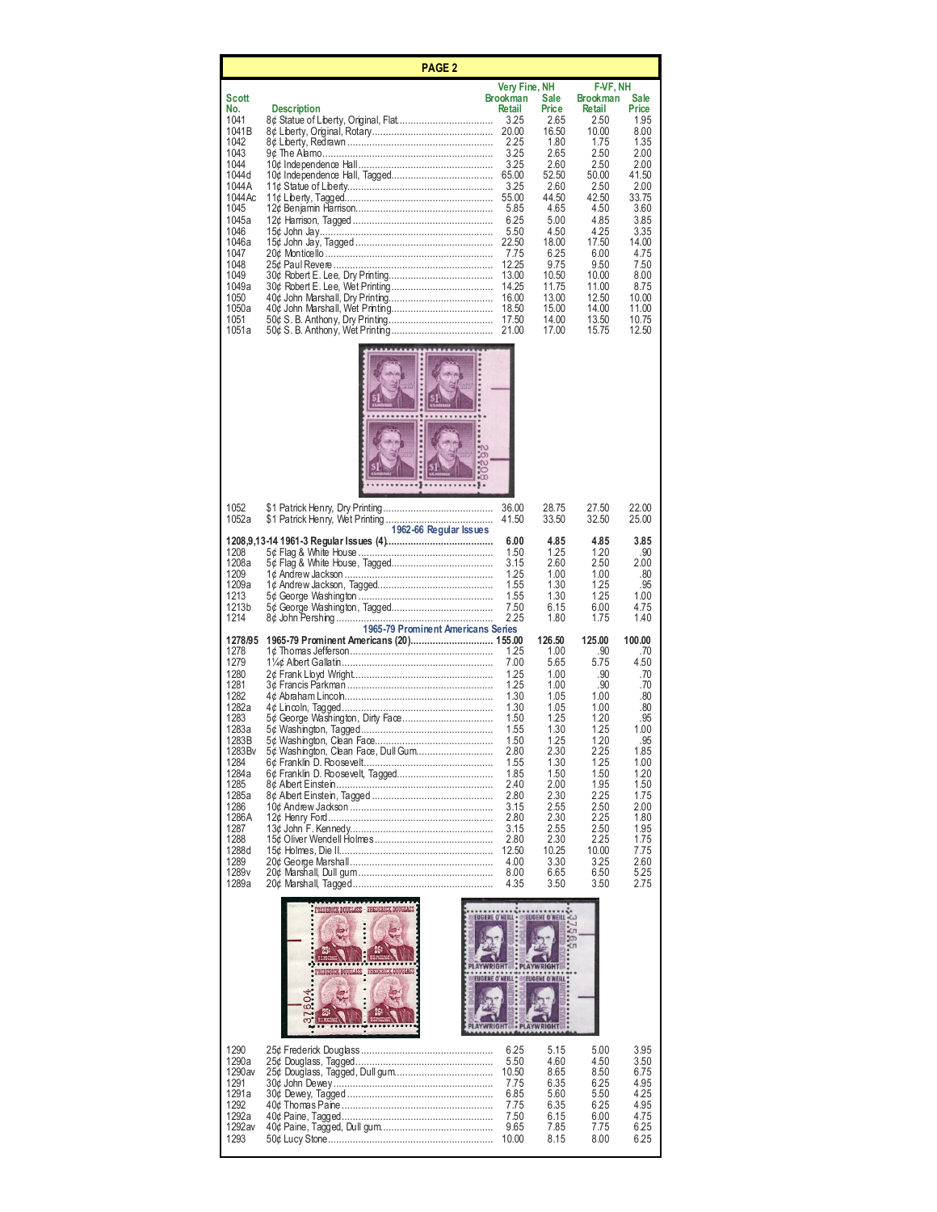## PAGE 2

| Scott No. | Description | Very Fine, NH Brookman Retail | Very Fine, NH Sale Price | F-VF, NH Brookman Retail | F-VF, NH Sale Price |
|---|---|---|---|---|---|
| 1041 | 8¢ Statue of Liberty, Original, Flat | 3.25 | 2.65 | 2.50 | 1.95 |
| 1041B | 8¢ Liberty, Original, Rotary | 20.00 | 16.50 | 10.00 | 8.00 |
| 1042 | 8¢ Liberty, Redrawn | 2.25 | 1.80 | 1.75 | 1.35 |
| 1043 | 9¢ The Alamo | 3.25 | 2.65 | 2.50 | 2.00 |
| 1044 | 10¢ Independence Hall | 3.25 | 2.60 | 2.50 | 2.00 |
| 1044d | 10¢ Independence Hall, Tagged | 65.00 | 52.50 | 50.00 | 41.50 |
| 1044A | 11¢ Statue of Liberty | 3.25 | 2.60 | 2.50 | 2.00 |
| 1044Ac | 11¢ Liberty, Tagged | 55.00 | 44.50 | 42.50 | 33.75 |
| 1045 | 12¢ Benjamin Harrison | 5.85 | 4.65 | 4.50 | 3.60 |
| 1045a | 12¢ Harrison, Tagged | 6.25 | 5.00 | 4.85 | 3.85 |
| 1046 | 15¢ John Jay | 5.50 | 4.50 | 4.25 | 3.35 |
| 1046a | 15¢ John Jay, Tagged | 22.50 | 18.00 | 17.50 | 14.00 |
| 1047 | 20¢ Monticello | 7.75 | 6.25 | 6.00 | 4.75 |
| 1048 | 25¢ Paul Revere | 12.25 | 9.75 | 9.50 | 7.50 |
| 1049 | 30¢ Robert E. Lee, Dry Printing | 13.00 | 10.50 | 10.00 | 8.00 |
| 1049a | 30¢ Robert E. Lee, Wet Printing | 14.25 | 11.75 | 11.00 | 8.75 |
| 1050 | 40¢ John Marshall, Dry Printing | 16.00 | 13.00 | 12.50 | 10.00 |
| 1050a | 40¢ John Marshall, Wet Printing | 18.50 | 15.00 | 14.00 | 11.00 |
| 1051 | 50¢ S. B. Anthony, Dry Printing | 17.50 | 14.00 | 13.50 | 10.75 |
| 1051a | 50¢ S. B. Anthony, Wet Printing | 21.00 | 17.00 | 15.75 | 12.50 |
| 1052 | $1 Patrick Henry, Dry Printing | 36.00 | 28.75 | 27.50 | 22.00 |
| 1052a | $1 Patrick Henry, Wet Printing | 41.50 | 33.50 | 32.50 | 25.00 |
| | **1962-66 Regular Issues** | | | | |
| **1208,9,13-14** | **1961-3 Regular Issues (4)** | **6.00** | **4.85** | **4.85** | **3.85** |
| 1208 | 5¢ Flag & White House | 1.50 | 1.25 | 1.20 | .90 |
| 1208a | 5¢ Flag & White House, Tagged | 3.15 | 2.60 | 2.50 | 2.00 |
| 1209 | 1¢ Andrew Jackson | 1.25 | 1.00 | 1.00 | .80 |
| 1209a | 1¢ Andrew Jackson, Tagged | 1.55 | 1.30 | 1.25 | .95 |
| 1213 | 5¢ George Washington | 1.55 | 1.30 | 1.25 | 1.00 |
| 1213b | 5¢ George Washington, Tagged | 7.50 | 6.15 | 6.00 | 4.75 |
| 1214 | 8¢ John Pershing | 2.25 | 1.80 | 1.75 | 1.40 |
| | **1965-79 Prominent Americans Series** | | | | |
| **1278/95** | **1965-79 Prominent Americans (20)** | **155.00** | **126.50** | **125.00** | **100.00** |
| 1278 | 1¢ Thomas Jefferson | 1.25 | 1.00 | .90 | .70 |
| 1279 | 1¼¢ Albert Gallatin | 7.00 | 5.65 | 5.75 | 4.50 |
| 1280 | 2¢ Frank Lloyd Wright | 1.25 | 1.00 | .90 | .70 |
| 1281 | 3¢ Francis Parkman | 1.25 | 1.00 | .90 | .70 |
| 1282 | 4¢ Abraham Lincoln | 1.30 | 1.05 | 1.00 | .80 |
| 1282a | 4¢ Lincoln, Tagged | 1.30 | 1.05 | 1.00 | .80 |
| 1283 | 5¢ George Washington, Dirty Face | 1.50 | 1.25 | 1.20 | .95 |
| 1283a | 5¢ Washington, Tagged | 1.55 | 1.30 | 1.25 | 1.00 |
| 1283B | 5¢ Washington, Clean Face | 1.50 | 1.25 | 1.20 | .95 |
| 1283Bv | 5¢ Washington, Clean Face, Dull Gum | 2.80 | 2.30 | 2.25 | 1.85 |
| 1284 | 6¢ Franklin D. Roosevelt | 1.55 | 1.30 | 1.25 | 1.00 |
| 1284a | 6¢ Franklin D. Roosevelt, Tagged | 1.85 | 1.50 | 1.50 | 1.20 |
| 1285 | 8¢ Albert Einstein | 2.40 | 2.00 | 1.95 | 1.50 |
| 1285a | 8¢ Albert Einstein, Tagged | 2.80 | 2.30 | 2.25 | 1.75 |
| 1286 | 10¢ Andrew Jackson | 3.15 | 2.55 | 2.50 | 2.00 |
| 1286A | 12¢ Henry Ford | 2.80 | 2.30 | 2.25 | 1.80 |
| 1287 | 13¢ John F. Kennedy | 3.15 | 2.55 | 2.50 | 1.95 |
| 1288 | 15¢ Oliver Wendell Holmes | 2.80 | 2.30 | 2.25 | 1.75 |
| 1288d | 15¢ Holmes, Die II | 12.50 | 10.25 | 10.00 | 7.75 |
| 1289 | 20¢ George Marshall | 4.00 | 3.30 | 3.25 | 2.60 |
| 1289v | 20¢ Marshall, Dull gum | 8.00 | 6.65 | 6.50 | 5.25 |
| 1289a | 20¢ Marshall, Tagged | 4.35 | 3.50 | 3.50 | 2.75 |
| 1290 | 25¢ Frederick Douglass | 6.25 | 5.15 | 5.00 | 3.95 |
| 1290a | 25¢ Douglass, Tagged | 5.50 | 4.60 | 4.50 | 3.50 |
| 1290av | 25¢ Douglass, Tagged, Dull gum | 10.50 | 8.65 | 8.50 | 6.75 |
| 1291 | 30¢ John Dewey | 7.75 | 6.35 | 6.25 | 4.95 |
| 1291a | 30¢ Dewey, Tagged | 6.85 | 5.60 | 5.50 | 4.25 |
| 1292 | 40¢ Thomas Paine | 7.75 | 6.35 | 6.25 | 4.95 |
| 1292a | 40¢ Paine, Tagged | 7.50 | 6.15 | 6.00 | 4.75 |
| 1292av | 40¢ Paine, Tagged, Dull gum | 9.65 | 7.85 | 7.75 | 6.25 |
| 1293 | 50¢ Lucy Stone | 10.00 | 8.15 | 8.00 | 6.25 |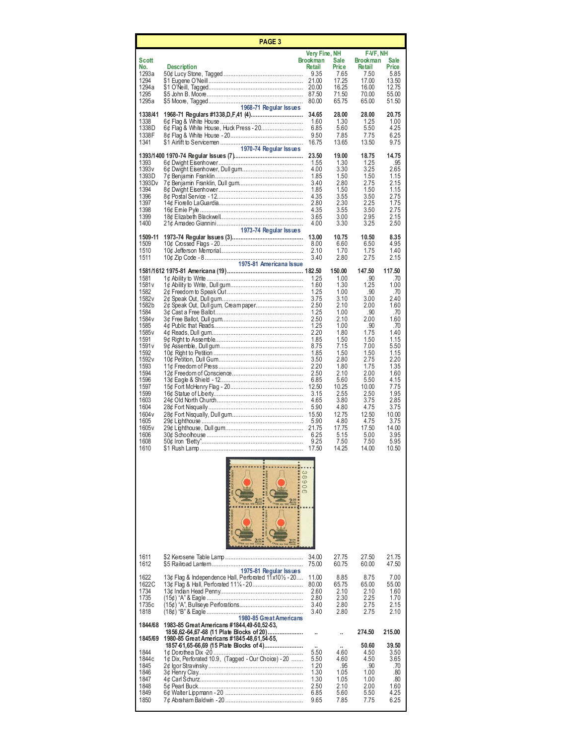## PAGE 3

| Scott No. | Description | Very Fine, NH Brookman Retail | Very Fine, NH Sale Price | F-VF, NH Brookman Retail | F-VF, NH Sale Price |
|---|---|---|---|---|---|
| 1293a | 50¢ Lucy Stone, Tagged | 9.35 | 7.65 | 7.50 | 5.85 |
| 1294 | $1 Eugene O'Neill | 21.00 | 17.25 | 17.00 | 13.50 |
| 1294a | $1 O'Neill, Tagged | 20.00 | 16.25 | 16.00 | 12.75 |
| 1295 | $5 John B. Moore | 87.50 | 71.50 | 70.00 | 55.00 |
| 1295a | $5 Moore, Tagged | 80.00 | 65.75 | 65.00 | 51.50 |
| | **1968-71 Regular Issues** | | | | |
| **1338/41** | **1968-71 Regulars #1338,D,F,41 (4)** | **34.65** | **28.00** | **28.00** | **20.75** |
| 1338 | 6¢ Flag & White House | 1.60 | 1.30 | 1.25 | 1.00 |
| 1338D | 6¢ Flag & White House, Huck Press - 20 | 6.85 | 5.60 | 5.50 | 4.25 |
| 1338F | 8¢ Flag & White House - 20 | 9.50 | 7.85 | 7.75 | 6.25 |
| 1341 | $1 Airlift to Servicemen | 16.75 | 13.65 | 13.50 | 9.75 |
| | **1970-74 Regular Issues** | | | | |
| **1393/1400** | **1970-74 Regular Issues (7)** | **23.50** | **19.00** | **18.75** | **14.75** |
| 1393 | 6¢ Dwight Eisenhower | 1.55 | 1.30 | 1.25 | .95 |
| 1393v | 6¢ Dwight Eisenhower, Dull gum | 4.00 | 3.30 | 3.25 | 2.65 |
| 1393D | 7¢ Benjamin Franklin | 1.85 | 1.50 | 1.50 | 1.15 |
| 1393Dv | 7¢ Benjamin Franklin, Dull gum | 3.40 | 2.80 | 2.75 | 2.15 |
| 1394 | 8¢ Dwight Eisenhower | 1.85 | 1.50 | 1.50 | 1.15 |
| 1396 | 8¢ Postal Service - 12 | 4.35 | 3.55 | 3.50 | 2.75 |
| 1397 | 14¢ Fiorello LaGuardia | 2.80 | 2.30 | 2.25 | 1.75 |
| 1398 | 16¢ Ernie Pyle | 4.35 | 3.55 | 3.50 | 2.75 |
| 1399 | 18¢ Elizabeth Blackwell | 3.65 | 3.00 | 2.95 | 2.15 |
| 1400 | 21¢ Amadeo Giannini | 4.00 | 3.30 | 3.25 | 2.50 |
| | **1973-74 Regular Issues** | | | | |
| **1509-11** | **1973-74 Regular Issues (3)** | **13.00** | **10.75** | **10.50** | **8.35** |
| 1509 | 10¢ Crossed Flags - 20 | 8.00 | 6.60 | 6.50 | 4.95 |
| 1510 | 10¢ Jefferson Memorial | 2.10 | 1.70 | 1.75 | 1.40 |
| 1511 | 10¢ Zip Code - 8 | 3.40 | 2.80 | 2.75 | 2.15 |
| | **1975-81 Americana Issue** | | | | |
| **1581/1612** | **1975-81 Americana (19)** | **182.50** | **150.00** | **147.50** | **117.50** |
| 1581 | 1¢ Ability to Write | 1.25 | 1.00 | .90 | .70 |
| 1581v | 1¢ Ability to Write, Dull gum | 1.60 | 1.30 | 1.25 | 1.00 |
| 1582 | 2¢ Freedom to Speak Out | 1.25 | 1.00 | .90 | .70 |
| 1582v | 2¢ Speak Out, Dull gum | 3.75 | 3.10 | 3.00 | 2.40 |
| 1582b | 2¢ Speak Out, Dull gum, Cream paper | 2.50 | 2.10 | 2.00 | 1.60 |
| 1584 | 3¢ Cast a Free Ballot | 1.25 | 1.00 | .90 | .70 |
| 1584v | 3¢ Free Ballot, Dull gum | 2.50 | 2.10 | 2.00 | 1.60 |
| 1585 | 4¢ Public that Reads | 1.25 | 1.00 | .90 | .70 |
| 1585v | 4¢ Reads, Dull gum | 2.20 | 1.80 | 1.75 | 1.40 |
| 1591 | 9¢ Right to Assemble | 1.85 | 1.50 | 1.50 | 1.15 |
| 1591v | 9¢ Assemble, Dull gum | 8.75 | 7.15 | 7.00 | 5.50 |
| 1592 | 10¢ Right to Petition | 1.85 | 1.50 | 1.50 | 1.15 |
| 1592v | 10¢ Petition, Dull Gum | 3.50 | 2.80 | 2.75 | 2.20 |
| 1593 | 11¢ Freedom of Press | 2.20 | 1.80 | 1.75 | 1.35 |
| 1594 | 12¢ Freedom of Conscience | 2.50 | 2.10 | 2.00 | 1.60 |
| 1596 | 13¢ Eagle & Shield - 12 | 6.85 | 5.60 | 5.50 | 4.15 |
| 1597 | 15¢ Fort McHenry Flag - 20 | 12.50 | 10.25 | 10.00 | 7.75 |
| 1599 | 16¢ Statue of Liberty | 3.15 | 2.55 | 2.50 | 1.95 |
| 1603 | 24¢ Old North Church | 4.65 | 3.80 | 3.75 | 2.85 |
| 1604 | 28¢ Fort Nisqually | 5.90 | 4.80 | 4.75 | 3.75 |
| 1604v | 28¢ Fort Nisqually, Dull gum | 15.50 | 12.75 | 12.50 | 10.00 |
| 1605 | 29¢ Lighthouse | 5.90 | 4.80 | 4.75 | 3.75 |
| 1605v | 29¢ Lighthouse, Dull gum | 21.75 | 17.75 | 17.50 | 14.00 |
| 1606 | 30¢ Schoolhouse | 6.25 | 5.15 | 5.00 | 3.95 |
| 1608 | 50¢ Iron "Betty" | 9.25 | 7.50 | 7.50 | 5.95 |
| 1610 | $1 Rush Lamp | 17.50 | 14.25 | 14.00 | 10.50 |
| 1611 | $2 Kerosene Table Lamp | 34.00 | 27.75 | 27.50 | 21.75 |
| 1612 | $5 Railroad Lantern | 75.00 | 60.75 | 60.00 | 47.50 |
| | **1975-81 Regular Issues** | | | | |
| 1622 | 13¢ Flag & Independence Hall, Perforated 11x10½ - 20 | 11.00 | 8.85 | 8.75 | 7.00 |
| 1622C | 13¢ Flag & Hall, Perforated 11¼ - 20 | 80.00 | 65.75 | 65.00 | 55.00 |
| 1734 | 13¢ Indian Head Penny | 2.60 | 2.10 | 2.10 | 1.60 |
| 1735 | (15¢) "A" & Eagle | 2.80 | 2.30 | 2.25 | 1.70 |
| 1735c | (15¢) "A", Bullseye Perforations | 3.40 | 2.80 | 2.75 | 2.15 |
| 1818 | (18¢) "B" & Eagle | 3.40 | 2.80 | 2.75 | 2.10 |
| | **1980-85 Great Americans** | | | | |
| **1844/68** | **1983-85 Great Americans #1844,49-50,52-53, 1856,62-64,67-68 (11 Plate Blocks of 20)** | .. | .. | **274.50** | **215.00** |
| **1845/69** | **1980-85 Great Americans #1845-48,61,54-55, 1857-61,65-66,69 (15 Plate Blocks of 4)** | .. | .. | **50.60** | **39.50** |
| 1844 | 1¢ Dorothea Dix -20 | 5.50 | 4.60 | 4.50 | 3.50 |
| 1844c | 1¢ Dix, Perforated 10.9, (Tagged - Our Choice) - 20 | 5.50 | 4.60 | 4.50 | 3.65 |
| 1845 | 2¢ Igor Stravinsky | 1.20 | .95 | .90 | .70 |
| 1846 | 3¢ Henry Clay | 1.30 | 1.05 | 1.00 | .80 |
| 1847 | 4¢ Carl Schurz | 1.30 | 1.05 | 1.00 | .80 |
| 1848 | 5¢ Pearl Buck | 2.50 | 2.10 | 2.00 | 1.60 |
| 1849 | 6¢ Walter Lippmann - 20 | 6.85 | 5.60 | 5.50 | 4.25 |
| 1850 | 7¢ Abraham Baldwin - 20 | 9.65 | 7.85 | 7.75 | 6.25 |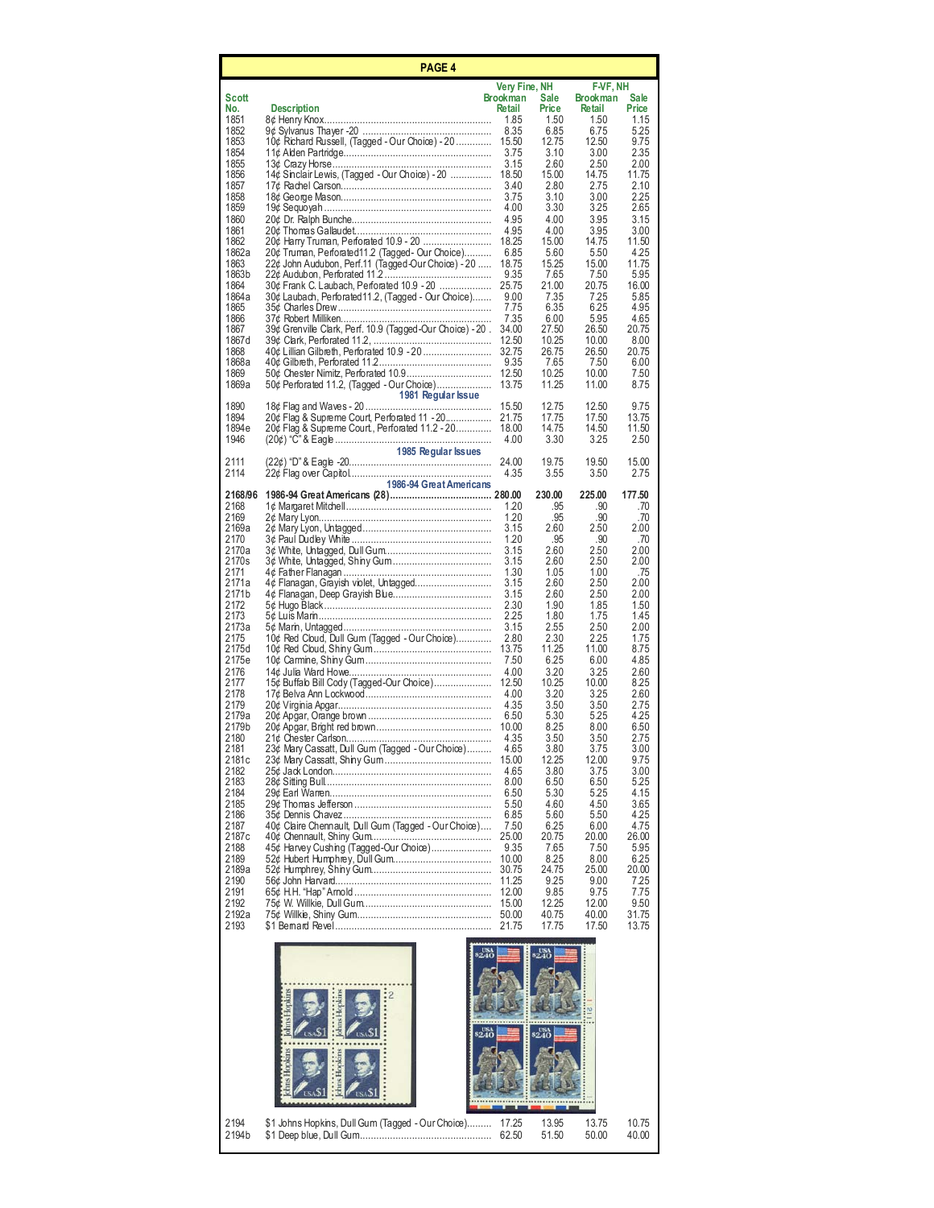## PAGE 4

| Scott No. | Description | Very Fine, NH Brookman Retail | Very Fine, NH Sale Price | F-VF, NH Brookman Retail | F-VF, NH Sale Price |
|---|---|---|---|---|---|
| 1851 | 8¢ Henry Knox | 1.85 | 1.50 | 1.50 | 1.15 |
| 1852 | 9¢ Sylvanus Thayer -20 | 8.35 | 6.85 | 6.75 | 5.25 |
| 1853 | 10¢ Richard Russell, (Tagged - Our Choice) - 20 | 15.50 | 12.75 | 12.50 | 9.75 |
| 1854 | 11¢ Alden Partridge | 3.75 | 3.10 | 3.00 | 2.35 |
| 1855 | 13¢ Crazy Horse | 3.15 | 2.60 | 2.50 | 2.00 |
| 1856 | 14¢ Sinclair Lewis, (Tagged - Our Choice) - 20 | 18.50 | 15.00 | 14.75 | 11.75 |
| 1857 | 17¢ Rachel Carson | 3.40 | 2.80 | 2.75 | 2.10 |
| 1858 | 18¢ George Mason | 3.75 | 3.10 | 3.00 | 2.25 |
| 1859 | 19¢ Sequoyah | 4.00 | 3.30 | 3.25 | 2.65 |
| 1860 | 20¢ Dr. Ralph Bunche | 4.95 | 4.00 | 3.95 | 3.15 |
| 1861 | 20¢ Thomas Gallaudet | 4.95 | 4.00 | 3.95 | 3.00 |
| 1862 | 20¢ Harry Truman, Perforated 10.9 - 20 | 18.25 | 15.00 | 14.75 | 11.50 |
| 1862a | 20¢ Truman, Perforated11.2 (Tagged- Our Choice) | 6.85 | 5.60 | 5.50 | 4.25 |
| 1863 | 22¢ John Audubon, Perf.11 (Tagged-Our Choice) - 20 | 18.75 | 15.25 | 15.00 | 11.75 |
| 1863b | 22¢ Audubon, Perforated 11.2 | 9.35 | 7.65 | 7.50 | 5.95 |
| 1864 | 30¢ Frank C. Laubach, Perforated 10.9 - 20 | 25.75 | 21.00 | 20.75 | 16.00 |
| 1864a | 30¢ Laubach, Perforated11.2, (Tagged - Our Choice) | 9.00 | 7.35 | 7.25 | 5.85 |
| 1865 | 35¢ Charles Drew | 7.75 | 6.35 | 6.25 | 4.95 |
| 1866 | 37¢ Robert Milliken | 7.35 | 6.00 | 5.95 | 4.65 |
| 1867 | 39¢ Grenville Clark, Perf. 10.9 (Tagged-Our Choice) - 20 | 34.00 | 27.50 | 26.50 | 20.75 |
| 1867d | 39¢ Clark, Perforated 11.2, | 12.50 | 10.25 | 10.00 | 8.00 |
| 1868 | 40¢ Lillian Gilbreth, Perforated 10.9 - 20 | 32.75 | 26.75 | 26.50 | 20.75 |
| 1868a | 40¢ Gilbreth, Perforated 11.2 | 9.35 | 7.65 | 7.50 | 6.00 |
| 1869 | 50¢ Chester Nimitz, Perforated 10.9 | 12.50 | 10.25 | 10.00 | 7.50 |
| 1869a | 50¢ Perforated 11.2, (Tagged - Our Choice) | 13.75 | 11.25 | 11.00 | 8.75 |
| | **1981 Regular Issue** | | | | |
| 1890 | 18¢ Flag and Waves - 20 | 15.50 | 12.75 | 12.50 | 9.75 |
| 1894 | 20¢ Flag & Supreme Court, Perforated 11 - 20 | 21.75 | 17.75 | 17.50 | 13.75 |
| 1894e | 20¢ Flag & Supreme Court., Perforated 11.2 - 20 | 18.00 | 14.75 | 14.50 | 11.50 |
| 1946 | (20¢) "C" & Eagle | 4.00 | 3.30 | 3.25 | 2.50 |
| | **1985 Regular Issues** | | | | |
| 2111 | (22¢) "D" & Eagle -20 | 24.00 | 19.75 | 19.50 | 15.00 |
| 2114 | 22¢ Flag over Capitol | 4.35 | 3.55 | 3.50 | 2.75 |
| | **1986-94 Great Americans** | | | | |
| **2168/96** | **1986-94 Great Americans (28)** | **280.00** | **230.00** | **225.00** | **177.50** |
| 2168 | 1¢ Margaret Mitchell | 1.20 | .95 | .90 | .70 |
| 2169 | 2¢ Mary Lyon | 1.20 | .95 | .90 | .70 |
| 2169a | 2¢ Mary Lyon, Untagged | 3.15 | 2.60 | 2.50 | 2.00 |
| 2170 | 3¢ Paul Dudley White | 1.20 | .95 | .90 | .70 |
| 2170a | 3¢ White, Untagged, Dull Gum | 3.15 | 2.60 | 2.50 | 2.00 |
| 2170s | 3¢ White, Untagged, Shiny Gum | 3.15 | 2.60 | 2.50 | 2.00 |
| 2171 | 4¢ Father Flanagan | 1.30 | 1.05 | 1.00 | .75 |
| 2171a | 4¢ Flanagan, Grayish violet, Untagged | 3.15 | 2.60 | 2.50 | 2.00 |
| 2171b | 4¢ Flanagan, Deep Grayish Blue | 3.15 | 2.60 | 2.50 | 2.00 |
| 2172 | 5¢ Hugo Black | 2.30 | 1.90 | 1.85 | 1.50 |
| 2173 | 5¢ Luis Marin | 2.25 | 1.80 | 1.75 | 1.45 |
| 2173a | 5¢ Marin, Untagged | 3.15 | 2.55 | 2.50 | 2.00 |
| 2175 | 10¢ Red Cloud, Dull Gum (Tagged - Our Choice) | 2.80 | 2.30 | 2.25 | 1.75 |
| 2175d | 10¢ Red Cloud, Shiny Gum | 13.75 | 11.25 | 11.00 | 8.75 |
| 2175e | 10¢ Carmine, Shiny Gum | 7.50 | 6.25 | 6.00 | 4.85 |
| 2176 | 14¢ Julia Ward Howe | 4.00 | 3.20 | 3.25 | 2.60 |
| 2177 | 15¢ Buffalo Bill Cody (Tagged-Our Choice) | 12.50 | 10.25 | 10.00 | 8.25 |
| 2178 | 17¢ Belva Ann Lockwood | 4.00 | 3.20 | 3.25 | 2.60 |
| 2179 | 20¢ Virginia Apgar | 4.35 | 3.50 | 3.50 | 2.75 |
| 2179a | 20¢ Apgar, Orange brown | 6.50 | 5.30 | 5.25 | 4.25 |
| 2179b | 20¢ Apgar, Bright red brown | 10.00 | 8.25 | 8.00 | 6.50 |
| 2180 | 21¢ Chester Carlson | 4.35 | 3.50 | 3.50 | 2.75 |
| 2181 | 23¢ Mary Cassatt, Dull Gum (Tagged - Our Choice) | 4.65 | 3.80 | 3.75 | 3.00 |
| 2181c | 23¢ Mary Cassatt, Shiny Gum | 15.00 | 12.25 | 12.00 | 9.75 |
| 2182 | 25¢ Jack London | 4.65 | 3.80 | 3.75 | 3.00 |
| 2183 | 28¢ Sitting Bull | 8.00 | 6.50 | 6.50 | 5.25 |
| 2184 | 29¢ Earl Warren | 6.50 | 5.30 | 5.25 | 4.15 |
| 2185 | 29¢ Thomas Jefferson | 5.50 | 4.60 | 4.50 | 3.65 |
| 2186 | 35¢ Dennis Chavez | 6.85 | 5.60 | 5.50 | 4.25 |
| 2187 | 40¢ Claire Chennault, Dull Gum (Tagged - Our Choice) | 7.50 | 6.25 | 6.00 | 4.75 |
| 2187c | 40¢ Chennault, Shiny Gum | 25.00 | 20.75 | 20.00 | 26.00 |
| 2188 | 45¢ Harvey Cushing (Tagged-Our Choice) | 9.35 | 7.65 | 7.50 | 5.95 |
| 2189 | 52¢ Hubert Humphrey, Dull Gum | 10.00 | 8.25 | 8.00 | 6.25 |
| 2189a | 52¢ Humphrey, Shiny Gum | 30.75 | 24.75 | 25.00 | 20.00 |
| 2190 | 56¢ John Harvard | 11.25 | 9.25 | 9.00 | 7.25 |
| 2191 | 65¢ H.H. "Hap" Arnold | 12.00 | 9.85 | 9.75 | 7.75 |
| 2192 | 75¢ W. Willkie, Dull Gum | 15.00 | 12.25 | 12.00 | 9.50 |
| 2192a | 75¢ Willkie, Shiny Gum | 50.00 | 40.75 | 40.00 | 31.75 |
| 2193 | $1 Bernard Revel | 21.75 | 17.75 | 17.50 | 13.75 |
| 2194 | $1 Johns Hopkins, Dull Gum (Tagged - Our Choice) | 17.25 | 13.95 | 13.75 | 10.75 |
| 2194b | $1 Deep blue, Dull Gum | 62.50 | 51.50 | 50.00 | 40.00 |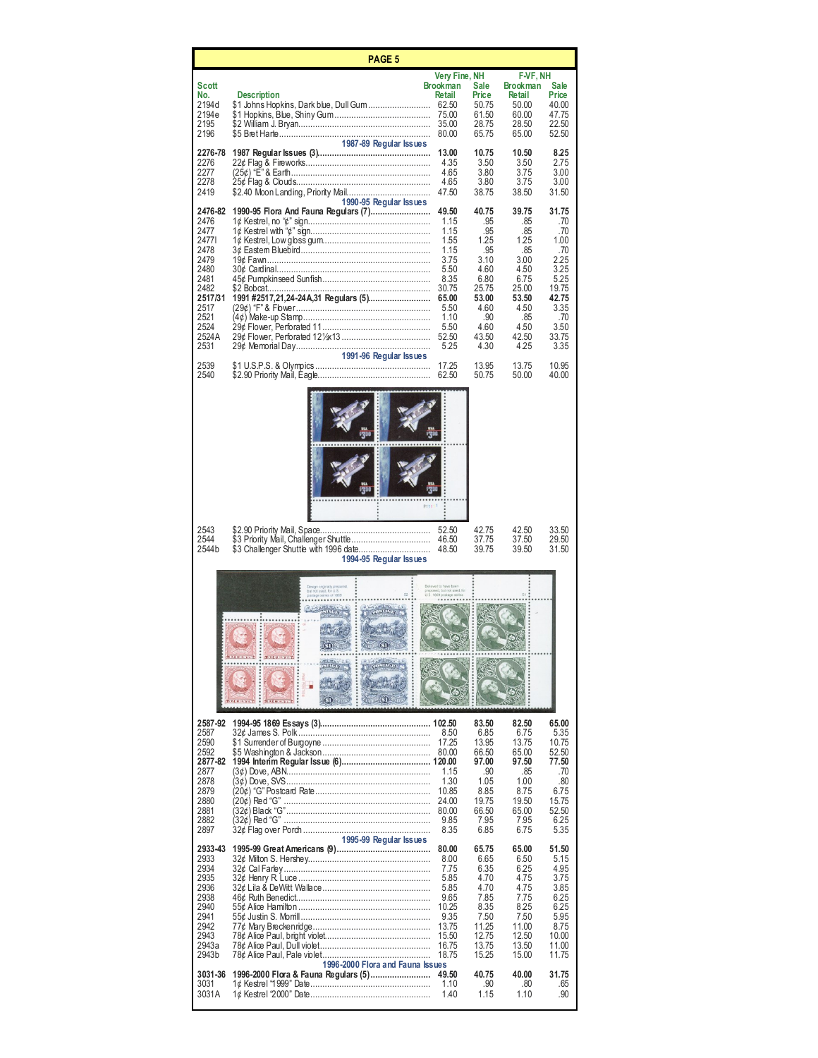## PAGE 5

| Scott No. | Description | Very Fine, NH Brookman Retail | Very Fine, NH Sale Price | F-VF, NH Brookman Retail | F-VF, NH Sale Price |
|---|---|---|---|---|---|
| 2194d | $1 Johns Hopkins, Dark blue, Dull Gum | 62.50 | 50.75 | 50.00 | 40.00 |
| 2194e | $1 Hopkins, Blue, Shiny Gum | 75.00 | 61.50 | 60.00 | 47.75 |
| 2195 | $2 William J. Bryan | 35.00 | 28.75 | 28.50 | 22.50 |
| 2196 | $5 Bret Harte | 80.00 | 65.75 | 65.00 | 52.50 |
| | **1987-89 Regular Issues** | | | | |
| **2276-78** | **1987 Regular Issues (3)** | **13.00** | **10.75** | **10.50** | **8.25** |
| 2276 | 22¢ Flag & Fireworks | 4.35 | 3.50 | 3.50 | 2.75 |
| 2277 | (25¢) "E" & Earth | 4.65 | 3.80 | 3.75 | 3.00 |
| 2278 | 25¢ Flag & Clouds | 4.65 | 3.80 | 3.75 | 3.00 |
| 2419 | $2.40 Moon Landing, Priority Mail | 47.50 | 38.75 | 38.50 | 31.50 |
| | **1990-95 Regular Issues** | | | | |
| **2476-82** | **1990-95 Flora And Fauna Regulars (7)** | **49.50** | **40.75** | **39.75** | **31.75** |
| 2476 | 1¢ Kestrel, no "¢" sign | 1.15 | .95 | .85 | .70 |
| 2477 | 1¢ Kestrel with "¢" sign | 1.15 | .95 | .85 | .70 |
| 2477l | 1¢ Kestrel, Low gloss gum | 1.55 | 1.25 | 1.25 | 1.00 |
| 2478 | 3¢ Eastern Bluebird | 1.15 | .95 | .85 | .70 |
| 2479 | 19¢ Fawn | 3.75 | 3.10 | 3.00 | 2.25 |
| 2480 | 30¢ Cardinal | 5.50 | 4.60 | 4.50 | 3.25 |
| 2481 | 45¢ Pumpkinseed Sunfish | 8.35 | 6.80 | 6.75 | 5.25 |
| 2482 | $2 Bobcat | 30.75 | 25.75 | 25.00 | 19.75 |
| **2517/31** | **1991 #2517,21,24-24A,31 Regulars (5)** | **65.00** | **53.00** | **53.50** | **42.75** |
| 2517 | (29¢) "F" & Flower | 5.50 | 4.60 | 4.50 | 3.35 |
| 2521 | (4¢) Make-up Stamp | 1.10 | .90 | .85 | .70 |
| 2524 | 29¢ Flower, Perforated 11 | 5.50 | 4.60 | 4.50 | 3.50 |
| 2524A | 29¢ Flower, Perforated 12½x13 | 52.50 | 43.50 | 42.50 | 33.75 |
| 2531 | 29¢ Memorial Day | 5.25 | 4.30 | 4.25 | 3.35 |
| | **1991-96 Regular Issues** | | | | |
| 2539 | $1 U.S.P.S. & Olympics | 17.25 | 13.95 | 13.75 | 10.95 |
| 2540 | $2.90 Priority Mail, Eagle | 62.50 | 50.75 | 50.00 | 40.00 |
| 2543 | $2.90 Priority Mail, Space | 52.50 | 42.75 | 42.50 | 33.50 |
| 2544 | $3 Priority Mail, Challenger Shuttle | 46.50 | 37.75 | 37.50 | 29.50 |
| 2544b | $3 Challenger Shuttle with 1996 date | 48.50 | 39.75 | 39.50 | 31.50 |
| | **1994-95 Regular Issues** | | | | |
| **2587-92** | **1994-95 1869 Essays (3)** | **102.50** | **83.50** | **82.50** | **65.00** |
| 2587 | 32¢ James S. Polk | 8.50 | 6.85 | 6.75 | 5.35 |
| 2590 | $1 Surrender of Burgoyne | 17.25 | 13.95 | 13.75 | 10.75 |
| 2592 | $5 Washington & Jackson | 80.00 | 66.50 | 65.00 | 52.50 |
| **2877-82** | **1994 Interim Regular Issue (6)** | **120.00** | **97.00** | **97.50** | **77.50** |
| 2877 | (3¢) Dove, ABN | 1.15 | .90 | .85 | .70 |
| 2878 | (3¢) Dove, SVS | 1.30 | 1.05 | 1.00 | .80 |
| 2879 | (20¢) "G" Postcard Rate | 10.85 | 8.85 | 8.75 | 6.75 |
| 2880 | (20¢) Red "G" | 24.00 | 19.75 | 19.50 | 15.75 |
| 2881 | (32¢) Black "G" | 80.00 | 66.50 | 65.00 | 52.50 |
| 2882 | (32¢) Red "G" | 9.85 | 7.95 | 7.95 | 6.25 |
| 2897 | 32¢ Flag over Porch | 8.35 | 6.85 | 6.75 | 5.35 |
| | **1995-99 Regular Issues** | | | | |
| **2933-43** | **1995-99 Great Americans (9)** | **80.00** | **65.75** | **65.00** | **51.50** |
| 2933 | 32¢ Milton S. Hershey | 8.00 | 6.65 | 6.50 | 5.15 |
| 2934 | 32¢ Cal Farley | 7.75 | 6.35 | 6.25 | 4.95 |
| 2935 | 32¢ Henry R. Luce | 5.85 | 4.70 | 4.75 | 3.75 |
| 2936 | 32¢ Lila & DeWitt Wallace | 5.85 | 4.70 | 4.75 | 3.85 |
| 2938 | 46¢ Ruth Benedict | 9.65 | 7.85 | 7.75 | 6.25 |
| 2940 | 55¢ Alice Hamilton | 10.25 | 8.35 | 8.25 | 6.25 |
| 2941 | 55¢ Justin S. Morrill | 9.35 | 7.50 | 7.50 | 5.95 |
| 2942 | 77¢ Mary Breckenridge | 13.75 | 11.25 | 11.00 | 8.75 |
| 2943 | 78¢ Alice Paul, bright violet | 15.50 | 12.75 | 12.50 | 10.00 |
| 2943a | 78¢ Alice Paul, Dull violet | 16.75 | 13.75 | 13.50 | 11.00 |
| 2943b | 78¢ Alice Paul, Pale violet | 18.75 | 15.25 | 15.00 | 11.75 |
| | **1996-2000 Flora and Fauna Issues** | | | | |
| **3031-36** | **1996-2000 Flora & Fauna Regulars (5)** | **49.50** | **40.75** | **40.00** | **31.75** |
| 3031 | 1¢ Kestrel "1999" Date | 1.10 | .90 | .80 | .65 |
| 3031A | 1¢ Kestrel "2000" Date | 1.40 | 1.15 | 1.10 | .90 |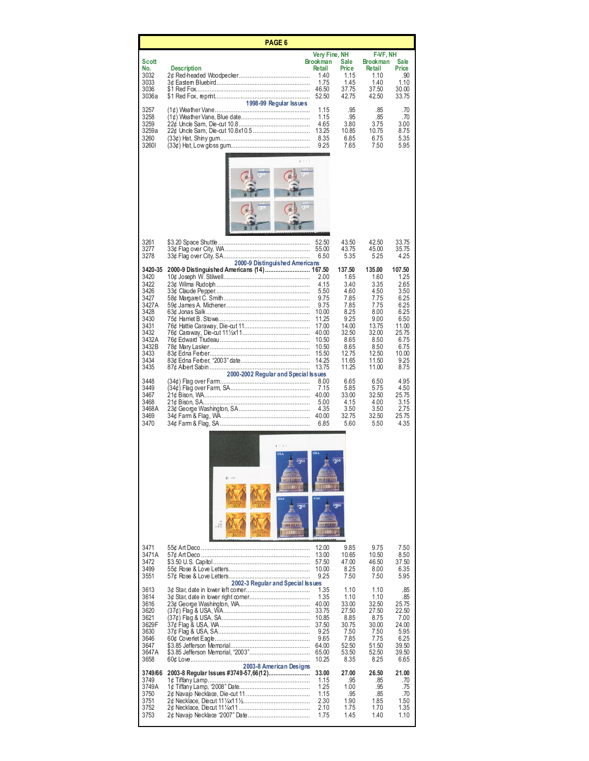## PAGE 6

| Scott No. | Description | Very Fine, NH Brookman Retail | Very Fine, NH Sale Price | F-VF, NH Brookman Retail | F-VF, NH Sale Price |
|---|---|---|---|---|---|
| 3032 | 2¢ Red-headed Woodpecker | 1.40 | 1.15 | 1.10 | .90 |
| 3033 | 3¢ Eastern Bluebird | 1.75 | 1.45 | 1.40 | 1.10 |
| 3036 | $1 Red Fox | 46.50 | 37.75 | 37.50 | 30.00 |
| 3036a | $1 Red Fox, reprint | 52.50 | 42.75 | 42.50 | 33.75 |
| | **1998-99 Regular Issues** | | | | |
| 3257 | (1¢) Weather Vane | 1.15 | .95 | .85 | .70 |
| 3258 | (1¢) Weather Vane, Blue date | 1.15 | .95 | .85 | .70 |
| 3259 | 22¢ Uncle Sam, Die-cut 10.8 | 4.65 | 3.80 | 3.75 | 3.00 |
| 3259a | 22¢ Uncle Sam, Die-cut 10.8x10.5 | 13.25 | 10.85 | 10.75 | 8.75 |
| 3260 | (33¢) Hat, Shiny gum | 8.35 | 6.85 | 6.75 | 5.35 |
| 3260l | (33¢) Hat, Low gloss gum | 9.25 | 7.65 | 7.50 | 5.95 |
| 3261 | $3.20 Space Shuttle | 52.50 | 43.50 | 42.50 | 33.75 |
| 3277 | 33¢ Flag over City, WA | 55.00 | 43.75 | 45.00 | 35.75 |
| 3278 | 33¢ Flag over City, SA | 6.50 | 5.35 | 5.25 | 4.25 |
| | **2000-9 Distinguished Americans** | | | | |
| **3420-35** | **2000-9 Distinguished Americans (14)** | **167.50** | **137.50** | **135.00** | **107.50** |
| 3420 | 10¢ Joseph W. Stilwell | 2.00 | 1.65 | 1.60 | 1.25 |
| 3422 | 23¢ Wilma Rudolph | 4.15 | 3.40 | 3.35 | 2.65 |
| 3426 | 33¢ Claude Pepper | 5.50 | 4.60 | 4.50 | 3.50 |
| 3427 | 58¢ Margaret C. Smith | 9.75 | 7.85 | 7.75 | 6.25 |
| 3427A | 59¢ James A. Michener | 9.75 | 7.85 | 7.75 | 6.25 |
| 3428 | 63¢ Jonas Salk | 10.00 | 8.25 | 8.00 | 6.25 |
| 3430 | 75¢ Harriet B. Stowe | 11.25 | 9.25 | 9.00 | 6.50 |
| 3431 | 76¢ Hattie Caraway, Die-cut 11 | 17.00 | 14.00 | 13.75 | 11.00 |
| 3432 | 76¢ Caraway, Die-cut 11½x11 | 40.00 | 32.50 | 32.00 | 25.75 |
| 3432A | 76¢ Edward Trudeau | 10.50 | 8.65 | 8.50 | 6.75 |
| 3432B | 78¢ Mary Lasker | 10.50 | 8.65 | 8.50 | 6.75 |
| 3433 | 83¢ Edna Ferber | 15.50 | 12.75 | 12.50 | 10.00 |
| 3434 | 83¢ Edna Ferber, "2003" date | 14.25 | 11.65 | 11.50 | 9.25 |
| 3435 | 87¢ Albert Sabin | 13.75 | 11.25 | 11.00 | 8.75 |
| | **2000-2002 Regular and Special Issues** | | | | |
| 3448 | (34¢) Flag over Farm | 8.00 | 6.65 | 6.50 | 4.95 |
| 3449 | (34¢) Flag over Farm, SA | 7.15 | 5.85 | 5.75 | 4.50 |
| 3467 | 21¢ Bison, WA | 40.00 | 33.00 | 32.50 | 25.75 |
| 3468 | 21¢ Bison, SA | 5.00 | 4.15 | 4.00 | 3.15 |
| 3468A | 23¢ George Washington, SA | 4.35 | 3.50 | 3.50 | 2.75 |
| 3469 | 34¢ Farm & Flag, WA | 40.00 | 32.75 | 32.50 | 25.75 |
| 3470 | 34¢ Farm & Flag, SA | 6.85 | 5.60 | 5.50 | 4.35 |
| 3471 | 55¢ Art Deco | 12.00 | 9.85 | 9.75 | 7.50 |
| 3471A | 57¢ Art Deco | 13.00 | 10.65 | 10.50 | 8.50 |
| 3472 | $3.50 U.S. Capitol | 57.50 | 47.00 | 46.50 | 37.50 |
| 3499 | 55¢ Rose & Love Letters | 10.00 | 8.25 | 8.00 | 6.35 |
| 3551 | 57¢ Rose & Love Letters | 9.25 | 7.50 | 7.50 | 5.95 |
| | **2002-3 Regular and Special Issues** | | | | |
| 3613 | 3¢ Star, date in lower left corner | 1.35 | 1.10 | 1.10 | .85 |
| 3614 | 3¢ Star, date in lower right corner | 1.35 | 1.10 | 1.10 | .85 |
| 3616 | 23¢ George Washington, WA | 40.00 | 33.00 | 32.50 | 25.75 |
| 3620 | (37¢) Flag & USA, WA | 33.75 | 27.50 | 27.50 | 22.50 |
| 3621 | (37¢) Flag & USA, SA | 10.85 | 8.85 | 8.75 | 7.00 |
| 3629F | 37¢ Flag & USA, WA | 37.50 | 30.75 | 30.00 | 24.00 |
| 3630 | 37¢ Flag & USA, SA | 9.25 | 7.50 | 7.50 | 5.95 |
| 3646 | 60¢ Coverlet Eagle | 9.65 | 7.85 | 7.75 | 6.25 |
| 3647 | $3.85 Jefferson Memorial | 64.00 | 52.50 | 51.50 | 39.50 |
| 3647A | $3.85 Jefferson Memorial, "2003" | 65.00 | 53.50 | 52.50 | 39.50 |
| 3658 | 60¢ Love | 10.25 | 8.35 | 8.25 | 6.65 |
| | **2003-8 American Designs** | | | | |
| **3749/66** | **2003-8 Regular Issues #3749-57,66(12)** | **33.00** | **27.00** | **26.50** | **21.00** |
| 3749 | 1¢ Tiffany Lamp | 1.15 | .95 | .85 | .70 |
| 3749A | 1¢ Tiffany Lamp, "2008" Date | 1.25 | 1.00 | .95 | .75 |
| 3750 | 2¢ Navajo Necklace, Die-cut 11 | 1.15 | .95 | .85 | .70 |
| 3751 | 2¢ Necklace, Diecut 11¼x11½ | 2.30 | 1.90 | 1.85 | 1.50 |
| 3752 | 2¢ Necklace, Diecut 11¼x11 | 2.10 | 1.75 | 1.70 | 1.35 |
| 3753 | 2¢ Navajo Necklace "2007" Date | 1.75 | 1.45 | 1.40 | 1.10 |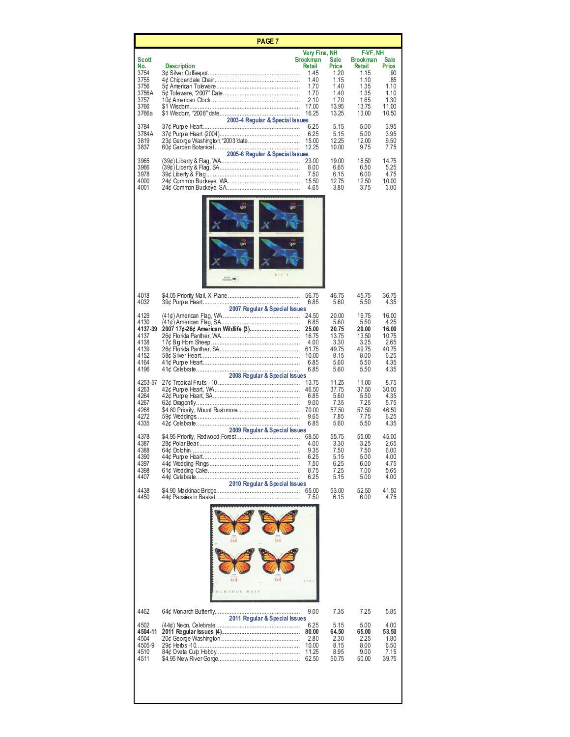## PAGE 7

| Scott No. | Description | Very Fine, NH Brookman Retail | Very Fine, NH Sale Price | F-VF, NH Brookman Retail | F-VF, NH Sale Price |
|---|---|---|---|---|---|
| 3754 | 3¢ Silver Coffeepot | 1.45 | 1.20 | 1.15 | .90 |
| 3755 | 4¢ Chippendale Chair | 1.40 | 1.15 | 1.10 | .85 |
| 3756 | 5¢ American Toleware | 1.70 | 1.40 | 1.35 | 1.10 |
| 3756A | 5¢ Toleware, "2007" Date | 1.70 | 1.40 | 1.35 | 1.10 |
| 3757 | 10¢ American Clock | 2.10 | 1.70 | 1.65 | 1.30 |
| 3766 | $1 Wisdom | 17.00 | 13.95 | 13.75 | 11.00 |
| 3766a | $1 Wisdom, "2008" date | 16.25 | 13.25 | 13.00 | 10.50 |
| | **2003-4 Regular & Special Issues** | | | | |
| 3784 | 37¢ Purple Heart | 6.25 | 5.15 | 5.00 | 3.95 |
| 3784A | 37¢ Purple Heart (2004) | 6.25 | 5.15 | 5.00 | 3.95 |
| 3819 | 23¢ George Washington,"2003"date | 15.00 | 12.25 | 12.00 | 9.50 |
| 3837 | 60¢ Garden Botanical | 12.25 | 10.00 | 9.75 | 7.75 |
| | **2005-6 Regular & Special Issues** | | | | |
| 3965 | (39¢) Liberty & Flag, WA | 23.00 | 19.00 | 18.50 | 14.75 |
| 3966 | (39¢) Liberty & Flag, SA | 8.00 | 6.65 | 6.50 | 5.25 |
| 3978 | 39¢ Liberty & Flag | 7.50 | 6.15 | 6.00 | 4.75 |
| 4000 | 24¢ Common Buckeye, WA | 15.50 | 12.75 | 12.50 | 10.00 |
| 4001 | 24¢ Common Buckeye, SA | 4.65 | 3.80 | 3.75 | 3.00 |
| 4018 | $4.05 Priority Mail, X-Plane | 56.75 | 46.75 | 45.75 | 36.75 |
| 4032 | 39¢ Purple Heart | 6.85 | 5.60 | 5.50 | 4.35 |
| | **2007 Regular & Special Issues** | | | | |
| 4129 | (41¢) American Flag, WA | 24.50 | 20.00 | 19.75 | 16.00 |
| 4130 | (41¢) American Flag, SA | 6.85 | 5.60 | 5.50 | 4.25 |
| **4137-39** | **2007 17¢-26¢ American Wildlife (3)** | **25.00** | **20.75** | **20.00** | **16.00** |
| 4137 | 26¢ Florida Panther, WA | 16.75 | 13.75 | 13.50 | 10.75 |
| 4138 | 17¢ Big Horn Sheep | 4.00 | 3.30 | 3.25 | 2.65 |
| 4139 | 26¢ Florida Panther, SA | 61.75 | 49.75 | 49.75 | 40.75 |
| 4152 | 58¢ Silver Heart | 10.00 | 8.15 | 8.00 | 6.25 |
| 4164 | 41¢ Purple Heart | 6.85 | 5.60 | 5.50 | 4.35 |
| 4196 | 41¢ Celebrate | 6.85 | 5.60 | 5.50 | 4.35 |
| | **2008 Regular & Special Issues** | | | | |
| 4253-57 | 27¢ Tropical Fruits - 10 | 13.75 | 11.25 | 11.00 | 8.75 |
| 4263 | 42¢ Purple Heart, WA | 46.50 | 37.75 | 37.50 | 30.00 |
| 4264 | 42¢ Purple Heart, SA | 6.85 | 5.60 | 5.50 | 4.35 |
| 4267 | 62¢ Dragonfly | 9.00 | 7.35 | 7.25 | 5.75 |
| 4268 | $4.80 Priority, Mount Rushmore | 70.00 | 57.50 | 57.50 | 46.50 |
| 4272 | 59¢ Weddings | 9.65 | 7.85 | 7.75 | 6.25 |
| 4335 | 42¢ Celebrate | 6.85 | 5.60 | 5.50 | 4.35 |
| | **2009 Regular & Special Issues** | | | | |
| 4378 | $4.95 Priority, Redwood Forest | 68.50 | 55.75 | 55.00 | 45.00 |
| 4387 | 28¢ Polar Bear | 4.00 | 3.30 | 3.25 | 2.65 |
| 4388 | 64¢ Dolphin | 9.35 | 7.50 | 7.50 | 6.00 |
| 4390 | 44¢ Purple Heart | 6.25 | 5.15 | 5.00 | 4.00 |
| 4397 | 44¢ Wedding Rings | 7.50 | 6.25 | 6.00 | 4.75 |
| 4398 | 61¢ Wedding Cake | 8.75 | 7.25 | 7.00 | 5.65 |
| 4407 | 44¢ Celebrate | 6.25 | 5.15 | 5.00 | 4.00 |
| | **2010 Regular & Special Issues** | | | | |
| 4438 | $4.90 Mackinac Bridge | 65.00 | 53.00 | 52.50 | 41.50 |
| 4450 | 44¢ Pansies in Basket | 7.50 | 6.15 | 6.00 | 4.75 |
| 4462 | 64¢ Monarch Butterfly | 9.00 | 7.35 | 7.25 | 5.85 |
| | **2011 Regular & Special Issues** | | | | |
| 4502 | (44¢) Neon, Celebrate | 6.25 | 5.15 | 5.00 | 4.00 |
| **4504-11** | **2011 Regular Issues (4)** | **80.00** | **64.50** | **65.00** | **53.50** |
| 4504 | 20¢ George Washington | 2.80 | 2.30 | 2.25 | 1.80 |
| 4505-9 | 29¢ Herbs -10 | 10.00 | 8.15 | 8.00 | 6.50 |
| 4510 | 84¢ Oveta Culp Hobby | 11.25 | 8.95 | 9.00 | 7.15 |
| 4511 | $4.95 New River Gorge | 62.50 | 50.75 | 50.00 | 39.75 |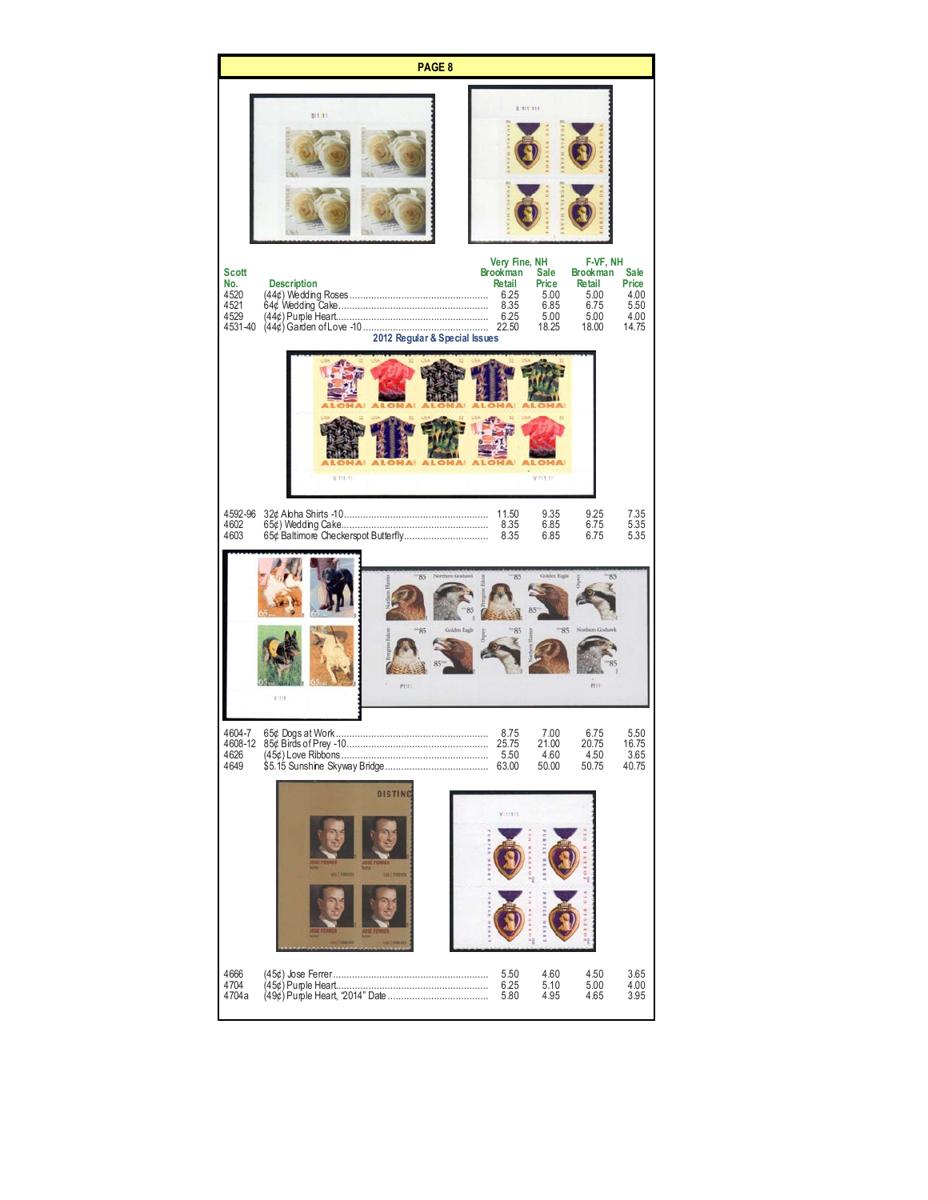## PAGE 8

| Scott No. | Description | Very Fine, NH Brookman Retail | Very Fine, NH Sale Price | F-VF, NH Brookman Retail | F-VF, NH Sale Price |
|---|---|---|---|---|---|
| 4520 | (44¢) Wedding Roses | 6.25 | 5.00 | 5.00 | 4.00 |
| 4521 | 64¢ Wedding Cake | 8.35 | 6.85 | 6.75 | 5.50 |
| 4529 | (44¢) Purple Heart | 6.25 | 5.00 | 5.00 | 4.00 |
| 4531-40 | (44¢) Garden of Love -10 | 22.50 | 18.25 | 18.00 | 14.75 |
| | **2012 Regular & Special Issues** | | | | |
| 4592-96 | 32¢ Aloha Shirts -10 | 11.50 | 9.35 | 9.25 | 7.35 |
| 4602 | 65¢) Wedding Cake | 8.35 | 6.85 | 6.75 | 5.35 |
| 4603 | 65¢ Baltimore Checkerspot Butterfly | 8.35 | 6.85 | 6.75 | 5.35 |
| 4604-7 | 65¢ Dogs at Work | 8.75 | 7.00 | 6.75 | 5.50 |
| 4608-12 | 85¢ Birds of Prey -10 | 25.75 | 21.00 | 20.75 | 16.75 |
| 4626 | (45¢) Love Ribbons | 5.50 | 4.60 | 4.50 | 3.65 |
| 4649 | $5.15 Sunshine Skyway Bridge | 63.00 | 50.00 | 50.75 | 40.75 |
| 4666 | (45¢) Jose Ferrer | 5.50 | 4.60 | 4.50 | 3.65 |
| 4704 | (45¢) Purple Heart | 6.25 | 5.10 | 5.00 | 4.00 |
| 4704a | (49¢) Purple Heart, "2014" Date | 5.80 | 4.95 | 4.65 | 3.95 |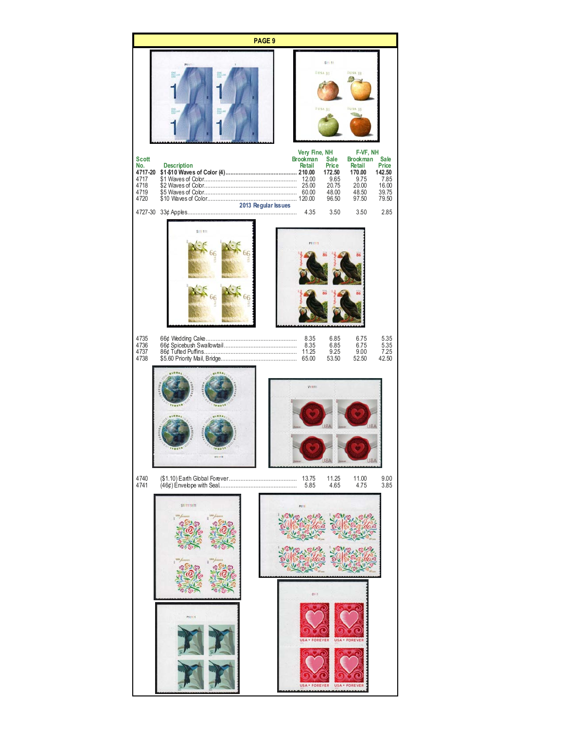## PAGE 9

| Scott No. | Description | Very Fine, NH Brookman Retail | Very Fine, NH Sale Price | F-VF, NH Brookman Retail | F-VF, NH Sale Price |
|---|---|---|---|---|---|
| **4717-20** | **$1-$10 Waves of Color (4)** | **210.00** | **172.50** | **170.00** | **142.50** |
| 4717 | $1 Waves of Color | 12.00 | 9.65 | 9.75 | 7.85 |
| 4718 | $2 Waves of Color | 25.00 | 20.75 | 20.00 | 16.00 |
| 4719 | $5 Waves of Color | 60.00 | 48.00 | 48.50 | 39.75 |
| 4720 | $10 Waves of Color | 120.00 | 96.50 | 97.50 | 79.50 |
| | **2013 Regular Issues** | | | | |
| 4727-30 | 33¢ Apples | 4.35 | 3.50 | 3.50 | 2.85 |
| 4735 | 66¢ Wedding Cake | 8.35 | 6.85 | 6.75 | 5.35 |
| 4736 | 66¢ Spicebush Swallowtail | 8.35 | 6.85 | 6.75 | 5.35 |
| 4737 | 86¢ Tufted Puffins | 11.25 | 9.25 | 9.00 | 7.25 |
| 4738 | $5.60 Priority Mail, Bridge | 65.00 | 53.50 | 52.50 | 42.50 |
| 4740 | ($1.10) Earth Global Forever | 13.75 | 11.25 | 11.00 | 9.00 |
| 4741 | (46¢) Envelope with Seal | 5.85 | 4.65 | 4.75 | 3.85 |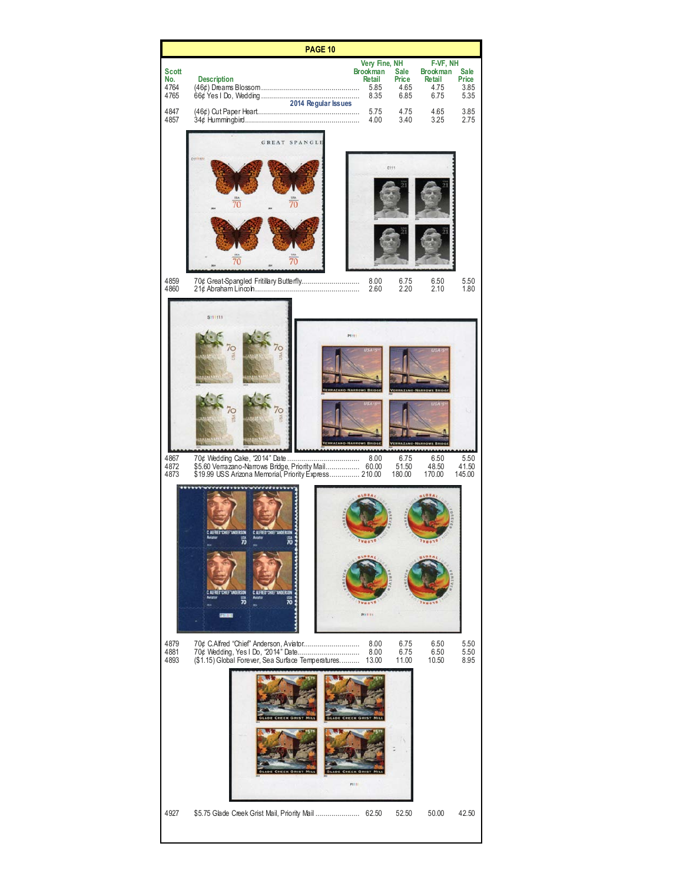## PAGE 10

| Scott No. | Description | Very Fine, NH Brookman Retail | Very Fine, NH Sale Price | F-VF, NH Brookman Retail | F-VF, NH Sale Price |
|---|---|---|---|---|---|
| 4764 | (46¢) Dreams Blossom | 5.85 | 4.65 | 4.75 | 3.85 |
| 4765 | 66¢ Yes I Do, Wedding | 8.35 | 6.85 | 6.75 | 5.35 |
| | **2014 Regular Issues** | | | | |
| 4847 | (46¢) Cut Paper Heart | 5.75 | 4.75 | 4.65 | 3.85 |
| 4857 | 34¢ Hummingbird | 4.00 | 3.40 | 3.25 | 2.75 |
| 4859 | 70¢ Great-Spangled Fritillary Butterfly | 8.00 | 6.75 | 6.50 | 5.50 |
| 4860 | 21¢ Abraham Lincoln | 2.60 | 2.20 | 2.10 | 1.80 |
| 4867 | 70¢ Wedding Cake, "2014" Date | 8.00 | 6.75 | 6.50 | 5.50 |
| 4872 | $5.60 Verrazano-Narrows Bridge, Priority Mail | 60.00 | 51.50 | 48.50 | 41.50 |
| 4873 | $19.99 USS Arizona Memorial, Priority Express | 210.00 | 180.00 | 170.00 | 145.00 |
| 4879 | 70¢ C.Alfred "Chief" Anderson, Aviator | 8.00 | 6.75 | 6.50 | 5.50 |
| 4881 | 70¢ Wedding, Yes I Do, "2014" Date | 8.00 | 6.75 | 6.50 | 5.50 |
| 4893 | ($1.15) Global Forever, Sea Surface Temperatures | 13.00 | 11.00 | 10.50 | 8.95 |
| 4927 | $5.75 Glade Creek Grist Mail, Priority Mail | 62.50 | 52.50 | 50.00 | 42.50 |